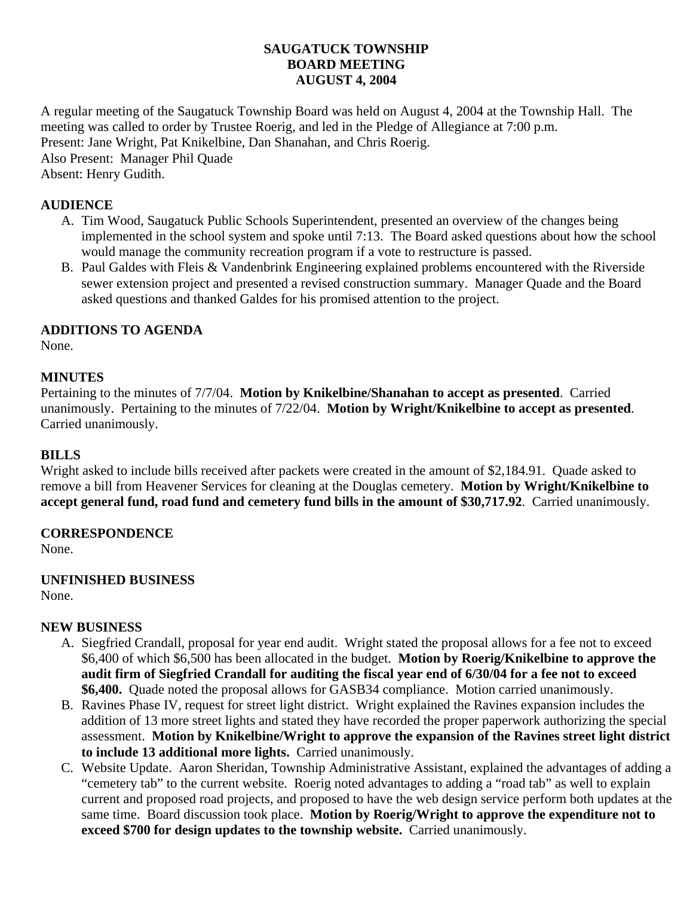# SAUGATUCK TOWNSHIP
# BOARD MEETING
# AUGUST 4, 2004

A regular meeting of the Saugatuck Township Board was held on August 4, 2004 at the Township Hall. The meeting was called to order by Trustee Roerig, and led in the Pledge of Allegiance at 7:00 p.m.
Present: Jane Wright, Pat Knikelbine, Dan Shanahan, and Chris Roerig.
Also Present: Manager Phil Quade
Absent: Henry Gudith.

## AUDIENCE

A. Tim Wood, Saugatuck Public Schools Superintendent, presented an overview of the changes being implemented in the school system and spoke until 7:13. The Board asked questions about how the school would manage the community recreation program if a vote to restructure is passed.
B. Paul Galdes with Fleis & Vandenbrink Engineering explained problems encountered with the Riverside sewer extension project and presented a revised construction summary. Manager Quade and the Board asked questions and thanked Galdes for his promised attention to the project.

## ADDITIONS TO AGENDA

None.

## MINUTES

Pertaining to the minutes of 7/7/04. **Motion by Knikelbine/Shanahan to accept as presented**. Carried unanimously. Pertaining to the minutes of 7/22/04. **Motion by Wright/Knikelbine to accept as presented**. Carried unanimously.

## BILLS

Wright asked to include bills received after packets were created in the amount of $2,184.91. Quade asked to remove a bill from Heavener Services for cleaning at the Douglas cemetery. **Motion by Wright/Knikelbine to accept general fund, road fund and cemetery fund bills in the amount of $30,717.92**. Carried unanimously.

## CORRESPONDENCE

None.

## UNFINISHED BUSINESS

None.

## NEW BUSINESS

A. Siegfried Crandall, proposal for year end audit. Wright stated the proposal allows for a fee not to exceed $6,400 of which $6,500 has been allocated in the budget. **Motion by Roerig/Knikelbine to approve the audit firm of Siegfried Crandall for auditing the fiscal year end of 6/30/04 for a fee not to exceed $6,400.** Quade noted the proposal allows for GASB34 compliance. Motion carried unanimously.
B. Ravines Phase IV, request for street light district. Wright explained the Ravines expansion includes the addition of 13 more street lights and stated they have recorded the proper paperwork authorizing the special assessment. **Motion by Knikelbine/Wright to approve the expansion of the Ravines street light district to include 13 additional more lights.** Carried unanimously.
C. Website Update. Aaron Sheridan, Township Administrative Assistant, explained the advantages of adding a "cemetery tab" to the current website. Roerig noted advantages to adding a "road tab" as well to explain current and proposed road projects, and proposed to have the web design service perform both updates at the same time. Board discussion took place. **Motion by Roerig/Wright to approve the expenditure not to exceed $700 for design updates to the township website.** Carried unanimously.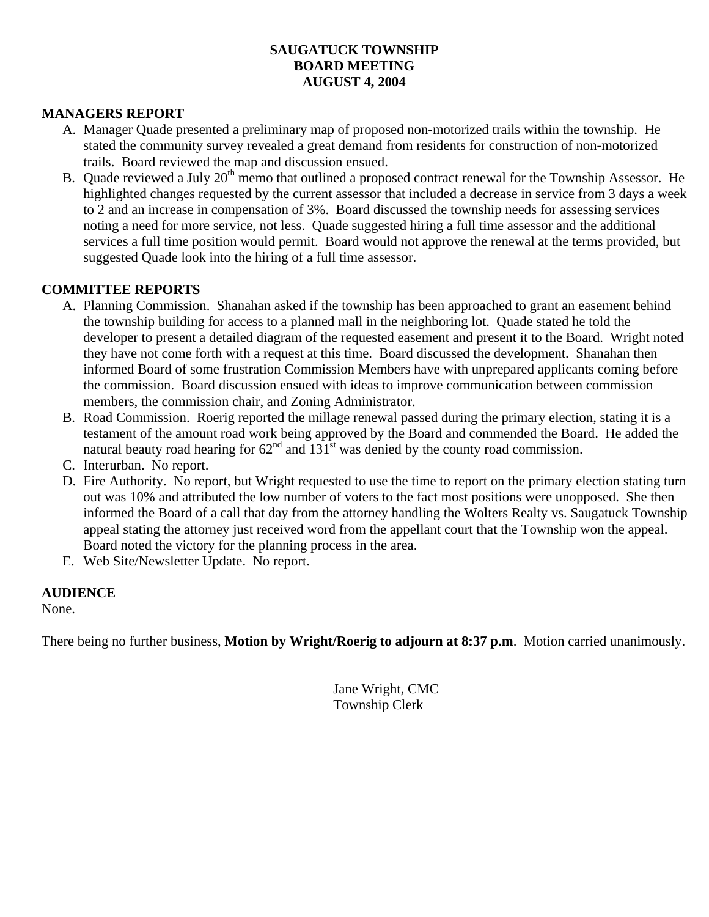**SAUGATUCK TOWNSHIP**
**BOARD MEETING**
**AUGUST 4, 2004**

**MANAGERS REPORT**

A. Manager Quade presented a preliminary map of proposed non-motorized trails within the township. He stated the community survey revealed a great demand from residents for construction of non-motorized trails. Board reviewed the map and discussion ensued.
B. Quade reviewed a July 20th memo that outlined a proposed contract renewal for the Township Assessor. He highlighted changes requested by the current assessor that included a decrease in service from 3 days a week to 2 and an increase in compensation of 3%. Board discussed the township needs for assessing services noting a need for more service, not less. Quade suggested hiring a full time assessor and the additional services a full time position would permit. Board would not approve the renewal at the terms provided, but suggested Quade look into the hiring of a full time assessor.

**COMMITTEE REPORTS**

A. Planning Commission. Shanahan asked if the township has been approached to grant an easement behind the township building for access to a planned mall in the neighboring lot. Quade stated he told the developer to present a detailed diagram of the requested easement and present it to the Board. Wright noted they have not come forth with a request at this time. Board discussed the development. Shanahan then informed Board of some frustration Commission Members have with unprepared applicants coming before the commission. Board discussion ensued with ideas to improve communication between commission members, the commission chair, and Zoning Administrator.
B. Road Commission. Roerig reported the millage renewal passed during the primary election, stating it is a testament of the amount road work being approved by the Board and commended the Board. He added the natural beauty road hearing for 62nd and 131st was denied by the county road commission.
C. Interurban. No report.
D. Fire Authority. No report, but Wright requested to use the time to report on the primary election stating turn out was 10% and attributed the low number of voters to the fact most positions were unopposed. She then informed the Board of a call that day from the attorney handling the Wolters Realty vs. Saugatuck Township appeal stating the attorney just received word from the appellant court that the Township won the appeal. Board noted the victory for the planning process in the area.
E. Web Site/Newsletter Update. No report.

**AUDIENCE**

None.

There being no further business, **Motion by Wright/Roerig to adjourn at 8:37 p.m**. Motion carried unanimously.

Jane Wright, CMC
Township Clerk